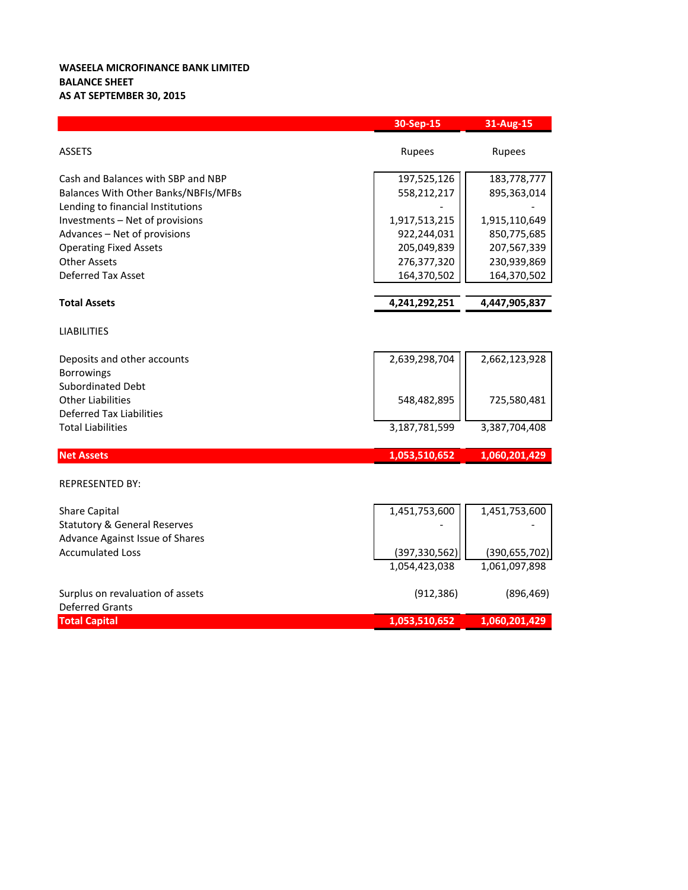**WASEELA MICROFINANCE BANK LIMITED**
**BALANCE SHEET**
**AS AT SEPTEMBER 30, 2015**

| | 30-Sep-15 | 31-Aug-15 |
|---|---|---|
| ASSETS | Rupees | Rupees |
| Cash and Balances with SBP and NBP | 197,525,126 | 183,778,777 |
| Balances With Other Banks/NBFIs/MFBs | 558,212,217 | 895,363,014 |
| Lending to financial Institutions | - | - |
| Investments – Net of provisions | 1,917,513,215 | 1,915,110,649 |
| Advances – Net of provisions | 922,244,031 | 850,775,685 |
| Operating Fixed Assets | 205,049,839 | 207,567,339 |
| Other Assets | 276,377,320 | 230,939,869 |
| Deferred Tax Asset | 164,370,502 | 164,370,502 |
| **Total Assets** | **4,241,292,251** | **4,447,905,837** |
| LIABILITIES | | |
| Deposits and other accounts | 2,639,298,704 | 2,662,123,928 |
| Borrowings | | |
| Subordinated Debt | | |
| Other Liabilities | 548,482,895 | 725,580,481 |
| Deferred Tax Liabilities | | |
| Total Liabilities | 3,187,781,599 | 3,387,704,408 |
| **Net Assets** | **1,053,510,652** | **1,060,201,429** |
| REPRESENTED BY: | | |
| Share Capital | 1,451,753,600 | 1,451,753,600 |
| Statutory & General Reserves | - | - |
| Advance Against Issue of Shares | | |
| Accumulated Loss | (397,330,562) | (390,655,702) |
| | 1,054,423,038 | 1,061,097,898 |
| Surplus on revaluation of assets | (912,386) | (896,469) |
| Deferred Grants | | |
| **Total Capital** | **1,053,510,652** | **1,060,201,429** |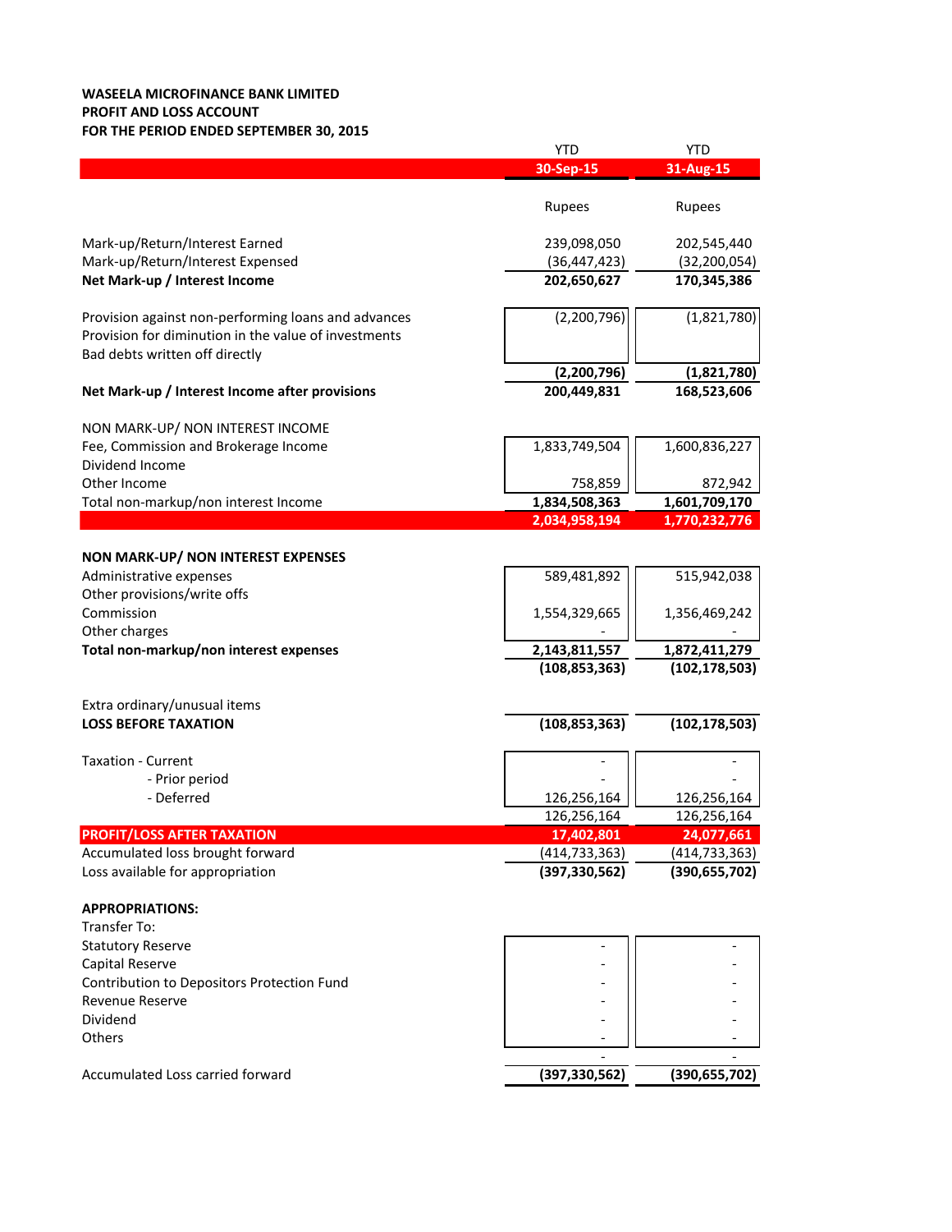**WASEELA MICROFINANCE BANK LIMITED**
**PROFIT AND LOSS ACCOUNT**
**FOR THE PERIOD ENDED SEPTEMBER 30, 2015**

| | YTD | YTD |
|---|---|---|
| | **30-Sep-15** | **31-Aug-15** |
| | Rupees | Rupees |
| Mark-up/Return/Interest Earned | 239,098,050 | 202,545,440 |
| Mark-up/Return/Interest Expensed | (36,447,423) | (32,200,054) |
| **Net Mark-up / Interest Income** | **202,650,627** | **170,345,386** |
| Provision against non-performing loans and advances | (2,200,796) | (1,821,780) |
| Provision for diminution in the value of investments | | |
| Bad debts written off directly | | |
| | **(2,200,796)** | **(1,821,780)** |
| **Net Mark-up / Interest Income after provisions** | **200,449,831** | **168,523,606** |
| NON MARK-UP/ NON INTEREST INCOME | | |
| Fee, Commission and Brokerage Income | 1,833,749,504 | 1,600,836,227 |
| Dividend Income | | |
| Other Income | 758,859 | 872,942 |
| Total non-markup/non interest Income | **1,834,508,363** | **1,601,709,170** |
| | **2,034,958,194** | **1,770,232,776** |
| **NON MARK-UP/ NON INTEREST EXPENSES** | | |
| Administrative expenses | 589,481,892 | 515,942,038 |
| Other provisions/write offs | | |
| Commission | 1,554,329,665 | 1,356,469,242 |
| Other charges | - | - |
| **Total non-markup/non interest expenses** | **2,143,811,557** | **1,872,411,279** |
| | **(108,853,363)** | **(102,178,503)** |
| Extra ordinary/unusual items | | |
| **LOSS BEFORE TAXATION** | **(108,853,363)** | **(102,178,503)** |
| Taxation - Current | - | - |
| - Prior period | - | - |
| - Deferred | 126,256,164 | 126,256,164 |
| | 126,256,164 | 126,256,164 |
| **PROFIT/LOSS AFTER TAXATION** | **17,402,801** | **24,077,661** |
| Accumulated loss brought forward | (414,733,363) | (414,733,363) |
| Loss available for appropriation | **(397,330,562)** | **(390,655,702)** |
| **APPROPRIATIONS:** | | |
| Transfer To: | | |
| Statutory Reserve | - | - |
| Capital Reserve | - | - |
| Contribution to Depositors Protection Fund | - | - |
| Revenue Reserve | - | - |
| Dividend | - | - |
| Others | - | - |
| | - | - |
| Accumulated Loss carried forward | **(397,330,562)** | **(390,655,702)** |